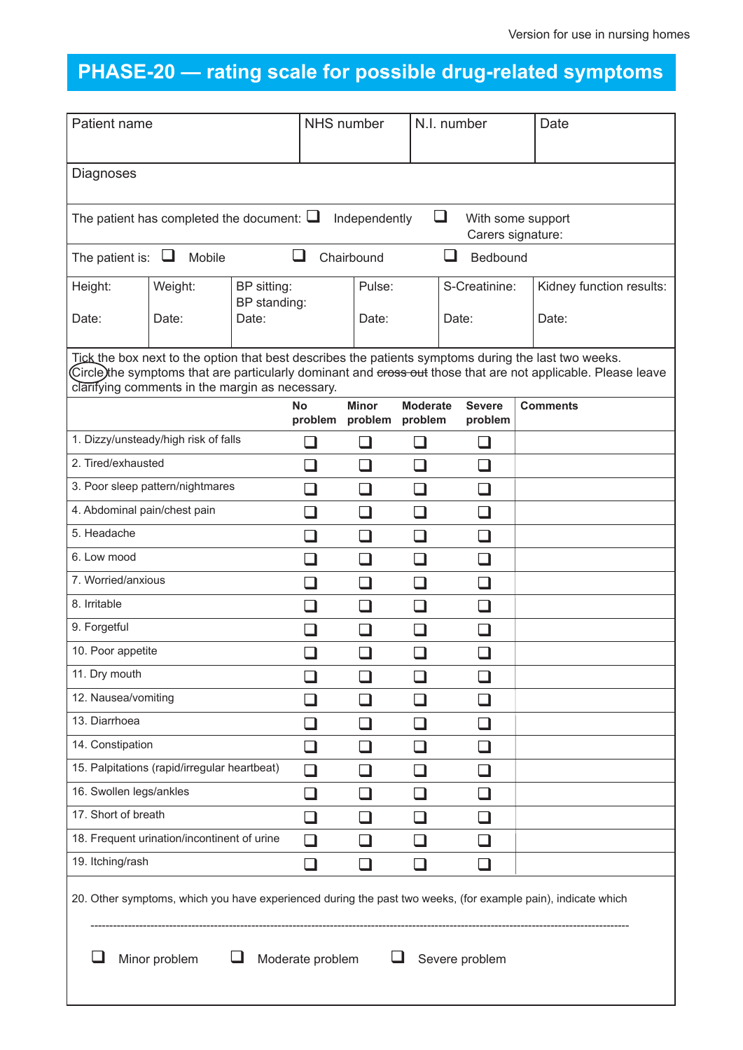Version for use in nursing homes

# PHASE-20 — rating scale for possible drug-related symptoms

| Patient name | NHS number | N.I. number | Date |
|---|---|---|---|
| | | | |

Diagnoses

The patient has completed the document: ❑ Independently ❑ With some support
Carers signature:

The patient is: ❑ Mobile ❑ Chairbound ❑ Bedbound

| Height: Date: | Weight: Date: | BP sitting: BP standing: Date: | Pulse: Date: | S-Creatinine: Date: | Kidney function results: Date: |
|---|---|---|---|---|---|

Tick the box next to the option that best describes the patients symptoms during the last two weeks. Circle the symptoms that are particularly dominant and ~~cross out~~ those that are not applicable. Please leave clarifying comments in the margin as necessary.

| | No problem | Minor problem | Moderate problem | Severe problem | Comments |
|---|---|---|---|---|---|
| 1. Dizzy/unsteady/high risk of falls | ❑ | ❑ | ❑ | ❑ | |
| 2. Tired/exhausted | ❑ | ❑ | ❑ | ❑ | |
| 3. Poor sleep pattern/nightmares | ❑ | ❑ | ❑ | ❑ | |
| 4. Abdominal pain/chest pain | ❑ | ❑ | ❑ | ❑ | |
| 5. Headache | ❑ | ❑ | ❑ | ❑ | |
| 6. Low mood | ❑ | ❑ | ❑ | ❑ | |
| 7. Worried/anxious | ❑ | ❑ | ❑ | ❑ | |
| 8. Irritable | ❑ | ❑ | ❑ | ❑ | |
| 9. Forgetful | ❑ | ❑ | ❑ | ❑ | |
| 10. Poor appetite | ❑ | ❑ | ❑ | ❑ | |
| 11. Dry mouth | ❑ | ❑ | ❑ | ❑ | |
| 12. Nausea/vomiting | ❑ | ❑ | ❑ | ❑ | |
| 13. Diarrhoea | ❑ | ❑ | ❑ | ❑ | |
| 14. Constipation | ❑ | ❑ | ❑ | ❑ | |
| 15. Palpitations (rapid/irregular heartbeat) | ❑ | ❑ | ❑ | ❑ | |
| 16. Swollen legs/ankles | ❑ | ❑ | ❑ | ❑ | |
| 17. Short of breath | ❑ | ❑ | ❑ | ❑ | |
| 18. Frequent urination/incontinent of urine | ❑ | ❑ | ❑ | ❑ | |
| 19. Itching/rash | ❑ | ❑ | ❑ | ❑ | |

20. Other symptoms, which you have experienced during the past two weeks, (for example pain), indicate which

--------------------------------------------------------------------------------

❑ Minor problem ❑ Moderate problem ❑ Severe problem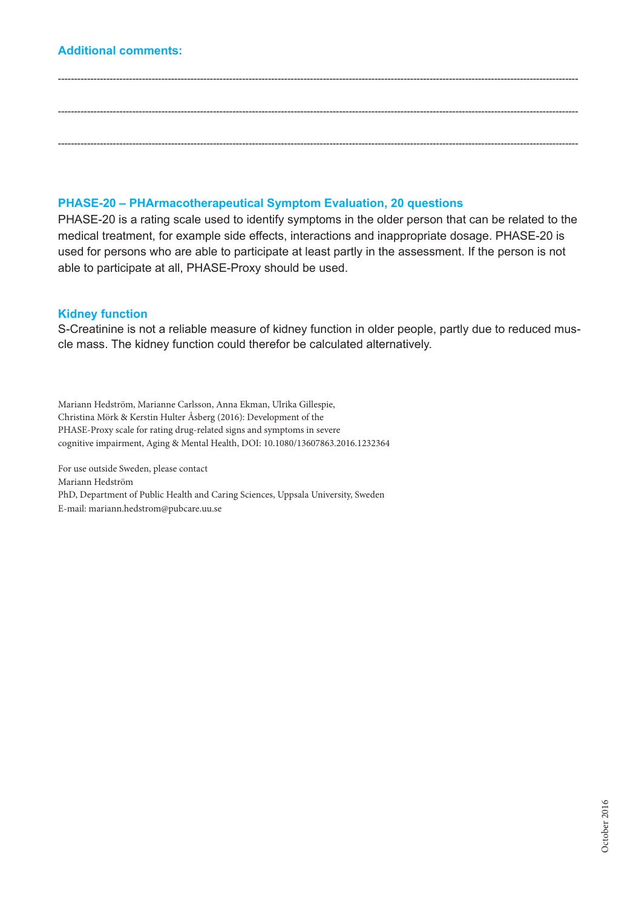**Additional comments:**

----------------------------------------------------------------------------------------------------------------------------------------------------------------

----------------------------------------------------------------------------------------------------------------------------------------------------------------

----------------------------------------------------------------------------------------------------------------------------------------------------------------

## PHASE-20 – PHArmacotherapeutical Symptom Evaluation, 20 questions

PHASE-20 is a rating scale used to identify symptoms in the older person that can be related to the medical treatment, for example side effects, interactions and inappropriate dosage. PHASE-20 is used for persons who are able to participate at least partly in the assessment. If the person is not able to participate at all, PHASE-Proxy should be used.

## Kidney function

S-Creatinine is not a reliable measure of kidney function in older people, partly due to reduced muscle mass. The kidney function could therefor be calculated alternatively.

Mariann Hedström, Marianne Carlsson, Anna Ekman, Ulrika Gillespie, Christina Mörk & Kerstin Hulter Åsberg (2016): Development of the PHASE-Proxy scale for rating drug-related signs and symptoms in severe cognitive impairment, Aging & Mental Health, DOI: 10.1080/13607863.2016.1232364

For use outside Sweden, please contact
Mariann Hedström
PhD, Department of Public Health and Caring Sciences, Uppsala University, Sweden
E-mail: mariann.hedstrom@pubcare.uu.se

October 2016